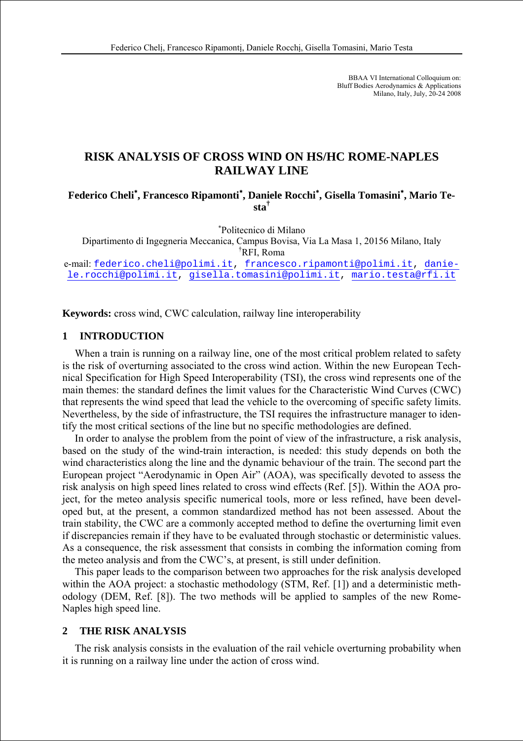BBAA VI International Colloquium on:
Bluff Bodies Aerodynamics & Applications
Milano, Italy, July, 20-24 2008

# RISK ANALYSIS OF CROSS WIND ON HS/HC ROME-NAPLES RAILWAY LINE

**Federico Cheli*, Francesco Ripamonti*, Daniele Rocchi*, Gisella Tomasini*, Mario Testa†**

*Politecnico di Milano
Dipartimento di Ingegneria Meccanica, Campus Bovisa, Via La Masa 1, 20156 Milano, Italy
†RFI, Roma
e-mail: federico.cheli@polimi.it, francesco.ripamonti@polimi.it, daniele.rocchi@polimi.it, gisella.tomasini@polimi.it, mario.testa@rfi.it

**Keywords:** cross wind, CWC calculation, railway line interoperability

## 1 INTRODUCTION

When a train is running on a railway line, one of the most critical problem related to safety is the risk of overturning associated to the cross wind action. Within the new European Technical Specification for High Speed Interoperability (TSI), the cross wind represents one of the main themes: the standard defines the limit values for the Characteristic Wind Curves (CWC) that represents the wind speed that lead the vehicle to the overcoming of specific safety limits. Nevertheless, by the side of infrastructure, the TSI requires the infrastructure manager to identify the most critical sections of the line but no specific methodologies are defined.

In order to analyse the problem from the point of view of the infrastructure, a risk analysis, based on the study of the wind-train interaction, is needed: this study depends on both the wind characteristics along the line and the dynamic behaviour of the train. The second part the European project "Aerodynamic in Open Air" (AOA), was specifically devoted to assess the risk analysis on high speed lines related to cross wind effects (Ref. [5]). Within the AOA project, for the meteo analysis specific numerical tools, more or less refined, have been developed but, at the present, a common standardized method has not been assessed. About the train stability, the CWC are a commonly accepted method to define the overturning limit even if discrepancies remain if they have to be evaluated through stochastic or deterministic values. As a consequence, the risk assessment that consists in combing the information coming from the meteo analysis and from the CWC's, at present, is still under definition.

This paper leads to the comparison between two approaches for the risk analysis developed within the AOA project: a stochastic methodology (STM, Ref. [1]) and a deterministic methodology (DEM, Ref. [8]). The two methods will be applied to samples of the new Rome-Naples high speed line.

## 2 THE RISK ANALYSIS

The risk analysis consists in the evaluation of the rail vehicle overturning probability when it is running on a railway line under the action of cross wind.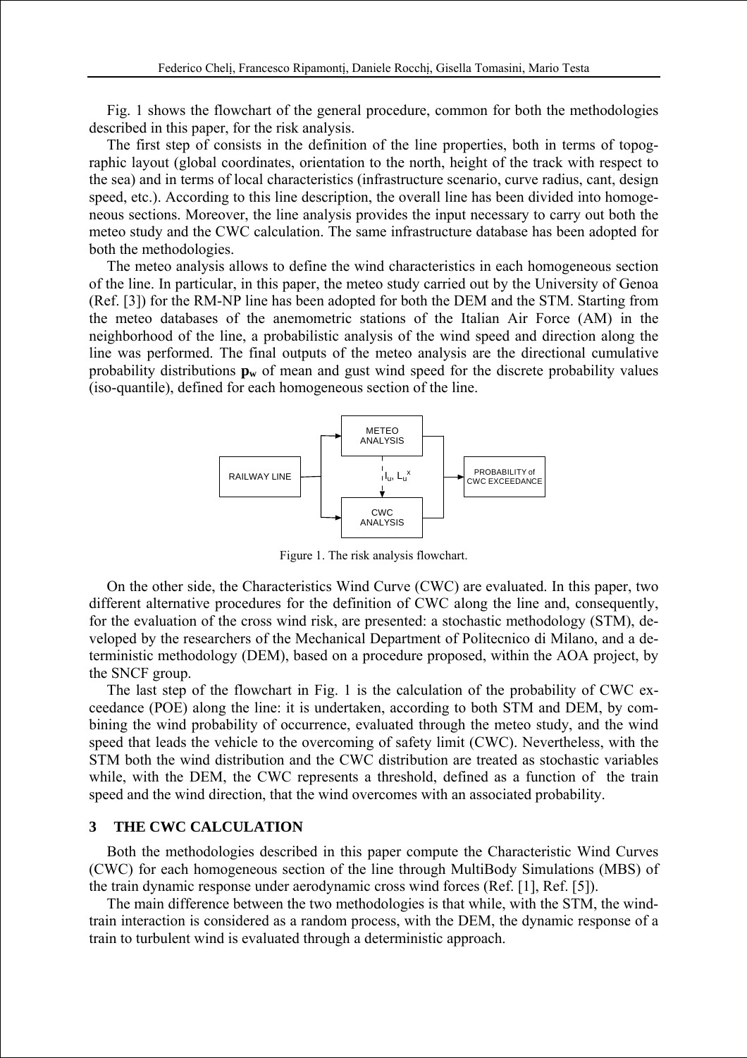Fig. 1 shows the flowchart of the general procedure, common for both the methodologies described in this paper, for the risk analysis.

The first step of consists in the definition of the line properties, both in terms of topographic layout (global coordinates, orientation to the north, height of the track with respect to the sea) and in terms of local characteristics (infrastructure scenario, curve radius, cant, design speed, etc.). According to this line description, the overall line has been divided into homogeneous sections. Moreover, the line analysis provides the input necessary to carry out both the meteo study and the CWC calculation. The same infrastructure database has been adopted for both the methodologies.

The meteo analysis allows to define the wind characteristics in each homogeneous section of the line. In particular, in this paper, the meteo study carried out by the University of Genoa (Ref. [3]) for the RM-NP line has been adopted for both the DEM and the STM. Starting from the meteo databases of the anemometric stations of the Italian Air Force (AM) in the neighborhood of the line, a probabilistic analysis of the wind speed and direction along the line was performed. The final outputs of the meteo analysis are the directional cumulative probability distributions $\mathbf{p_w}$ of mean and gust wind speed for the discrete probability values (iso-quantile), defined for each homogeneous section of the line.

RAILWAY LINE → METEO ANALYSIS / CWC ANALYSIS ($I_u$, $L_u^x$) → PROBABILITY of CWC EXCEEDANCE

Figure 1. The risk analysis flowchart.

On the other side, the Characteristics Wind Curve (CWC) are evaluated. In this paper, two different alternative procedures for the definition of CWC along the line and, consequently, for the evaluation of the cross wind risk, are presented: a stochastic methodology (STM), developed by the researchers of the Mechanical Department of Politecnico di Milano, and a deterministic methodology (DEM), based on a procedure proposed, within the AOA project, by the SNCF group.

The last step of the flowchart in Fig. 1 is the calculation of the probability of CWC exceedance (POE) along the line: it is undertaken, according to both STM and DEM, by combining the wind probability of occurrence, evaluated through the meteo study, and the wind speed that leads the vehicle to the overcoming of safety limit (CWC). Nevertheless, with the STM both the wind distribution and the CWC distribution are treated as stochastic variables while, with the DEM, the CWC represents a threshold, defined as a function of the train speed and the wind direction, that the wind overcomes with an associated probability.

## 3 THE CWC CALCULATION

Both the methodologies described in this paper compute the Characteristic Wind Curves (CWC) for each homogeneous section of the line through MultiBody Simulations (MBS) of the train dynamic response under aerodynamic cross wind forces (Ref. [1], Ref. [5]).

The main difference between the two methodologies is that while, with the STM, the wind-train interaction is considered as a random process, with the DEM, the dynamic response of a train to turbulent wind is evaluated through a deterministic approach.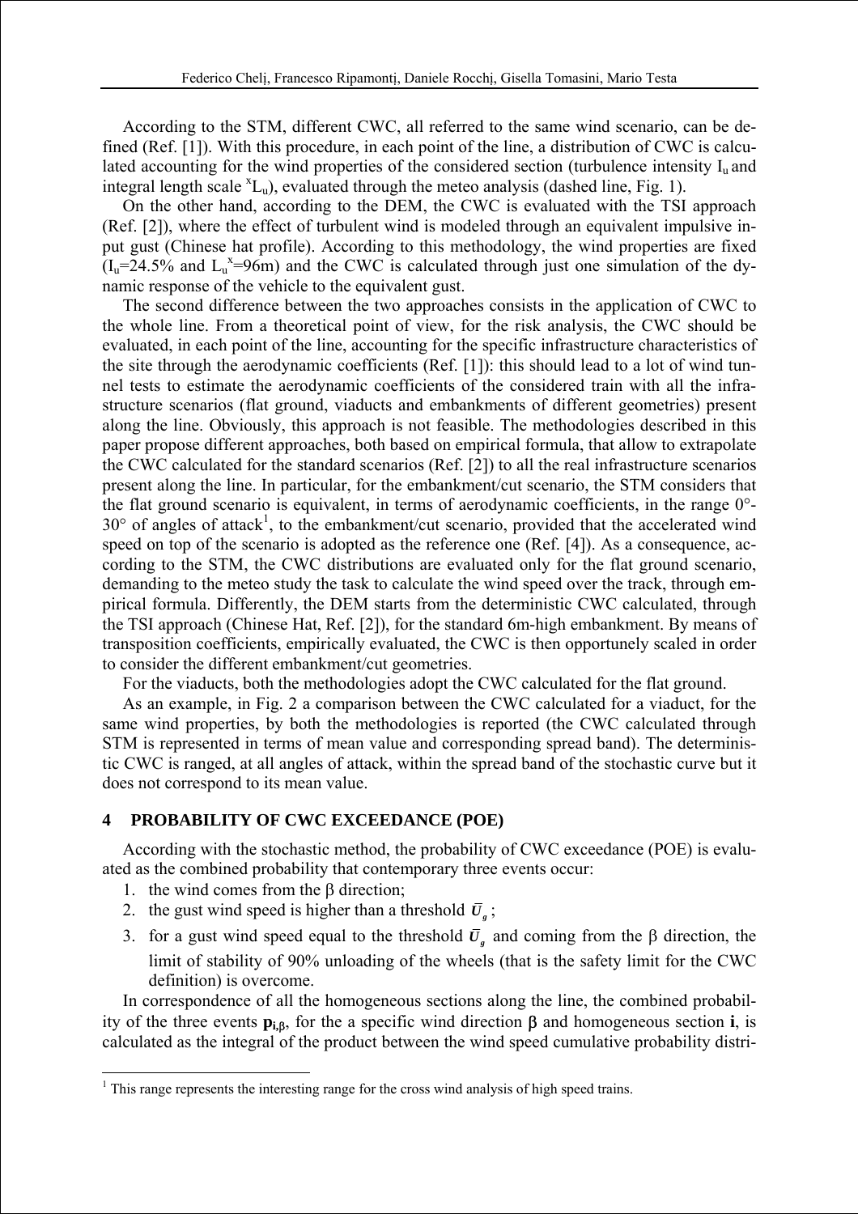According to the STM, different CWC, all referred to the same wind scenario, can be defined (Ref. [1]). With this procedure, in each point of the line, a distribution of CWC is calculated accounting for the wind properties of the considered section (turbulence intensity $I_u$ and integral length scale ${}^xL_u$), evaluated through the meteo analysis (dashed line, Fig. 1).

On the other hand, according to the DEM, the CWC is evaluated with the TSI approach (Ref. [2]), where the effect of turbulent wind is modeled through an equivalent impulsive input gust (Chinese hat profile). According to this methodology, the wind properties are fixed ($I_u$=24.5% and $L_u^x$=96m) and the CWC is calculated through just one simulation of the dynamic response of the vehicle to the equivalent gust.

The second difference between the two approaches consists in the application of CWC to the whole line. From a theoretical point of view, for the risk analysis, the CWC should be evaluated, in each point of the line, accounting for the specific infrastructure characteristics of the site through the aerodynamic coefficients (Ref. [1]): this should lead to a lot of wind tunnel tests to estimate the aerodynamic coefficients of the considered train with all the infrastructure scenarios (flat ground, viaducts and embankments of different geometries) present along the line. Obviously, this approach is not feasible. The methodologies described in this paper propose different approaches, both based on empirical formula, that allow to extrapolate the CWC calculated for the standard scenarios (Ref. [2]) to all the real infrastructure scenarios present along the line. In particular, for the embankment/cut scenario, the STM considers that the flat ground scenario is equivalent, in terms of aerodynamic coefficients, in the range 0°-30° of angles of attack[1], to the embankment/cut scenario, provided that the accelerated wind speed on top of the scenario is adopted as the reference one (Ref. [4]). As a consequence, according to the STM, the CWC distributions are evaluated only for the flat ground scenario, demanding to the meteo study the task to calculate the wind speed over the track, through empirical formula. Differently, the DEM starts from the deterministic CWC calculated, through the TSI approach (Chinese Hat, Ref. [2]), for the standard 6m-high embankment. By means of transposition coefficients, empirically evaluated, the CWC is then opportunely scaled in order to consider the different embankment/cut geometries.

For the viaducts, both the methodologies adopt the CWC calculated for the flat ground.

As an example, in Fig. 2 a comparison between the CWC calculated for a viaduct, for the same wind properties, by both the methodologies is reported (the CWC calculated through STM is represented in terms of mean value and corresponding spread band). The deterministic CWC is ranged, at all angles of attack, within the spread band of the stochastic curve but it does not correspond to its mean value.

## 4 PROBABILITY OF CWC EXCEEDANCE (POE)

According with the stochastic method, the probability of CWC exceedance (POE) is evaluated as the combined probability that contemporary three events occur:

1. the wind comes from the $\beta$ direction;
2. the gust wind speed is higher than a threshold $\bar{U}_g$;
3. for a gust wind speed equal to the threshold $\bar{U}_g$ and coming from the $\beta$ direction, the limit of stability of 90% unloading of the wheels (that is the safety limit for the CWC definition) is overcome.

In correspondence of all the homogeneous sections along the line, the combined probability of the three events $\mathbf{p}_{\mathbf{i},\boldsymbol{\beta}}$, for the a specific wind direction $\beta$ and homogeneous section **i**, is calculated as the integral of the product between the wind speed cumulative probability distri-

[1] This range represents the interesting range for the cross wind analysis of high speed trains.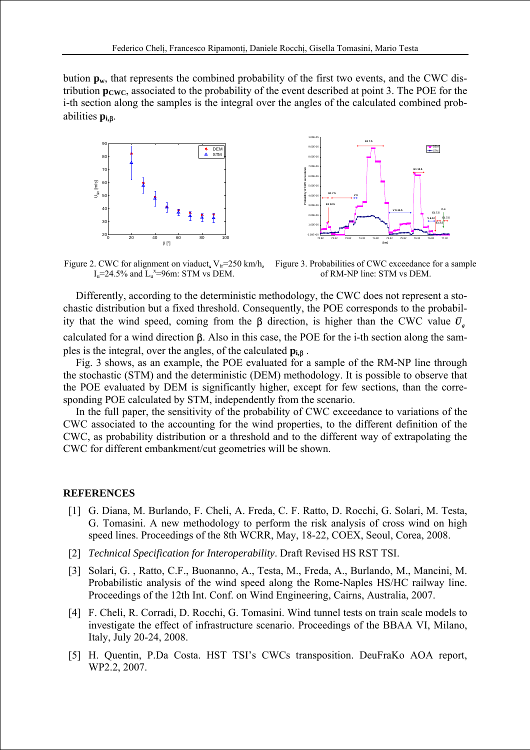bution $\mathbf{p_w}$, that represents the combined probability of the first two events, and the CWC distribution $\mathbf{p_{CWC}}$, associated to the probability of the event described at point 3. The POE for the i-th section along the samples is the integral over the angles of the calculated combined probabilities $\mathbf{p_{i,\beta}}$.

90
80
70
60
50
40
30
20
0 20 40 60 80 100
$U_{lim}$ [m/s]
β [°]
DEM
STM

1.00E-01
9.00E-04
8.00E-04
7.00E-04
6.00E-04
5.00E-04
4.00E-04
3.00E-04
2.00E-04
1.00E-04
0.00E+00
Probability of CWC exceedance
[km]
DEM
STM
E1 7.5
E1 12.5
E1 7.5
V 8
E1 12.5
E1 7.5
V 9-14.5
C-4
E1 7.5
V 6-12
E1 7.5
E1 7.5
72.82 73.32 73.82 74.32 74.82 75.32 75.82 76.32 76.82 77.32

Figure 2. CWC for alignment on viaduct, $V_{tr}$=250 km/h, $I_u$=24.5% and $L_u^x$=96m: STM vs DEM.

Figure 3. Probabilities of CWC exceedance for a sample of RM-NP line: STM vs DEM.

Differently, according to the deterministic methodology, the CWC does not represent a stochastic distribution but a fixed threshold. Consequently, the POE corresponds to the probability that the wind speed, coming from the β direction, is higher than the CWC value $\bar{U}_g$ calculated for a wind direction β. Also in this case, the POE for the i-th section along the samples is the integral, over the angles, of the calculated $\mathbf{p_{i,\beta}}$ .

Fig. 3 shows, as an example, the POE evaluated for a sample of the RM-NP line through the stochastic (STM) and the deterministic (DEM) methodology. It is possible to observe that the POE evaluated by DEM is significantly higher, except for few sections, than the corresponding POE calculated by STM, independently from the scenario.

In the full paper, the sensitivity of the probability of CWC exceedance to variations of the CWC associated to the accounting for the wind properties, to the different definition of the CWC, as probability distribution or a threshold and to the different way of extrapolating the CWC for different embankment/cut geometries will be shown.

## REFERENCES

[1] G. Diana, M. Burlando, F. Cheli, A. Freda, C. F. Ratto, D. Rocchi, G. Solari, M. Testa, G. Tomasini. A new methodology to perform the risk analysis of cross wind on high speed lines. Proceedings of the 8th WCRR, May, 18-22, COEX, Seoul, Corea, 2008.

[2] *Technical Specification for Interoperability*. Draft Revised HS RST TSI.

[3] Solari, G. , Ratto, C.F., Buonanno, A., Testa, M., Freda, A., Burlando, M., Mancini, M. Probabilistic analysis of the wind speed along the Rome-Naples HS/HC railway line. Proceedings of the 12th Int. Conf. on Wind Engineering, Cairns, Australia, 2007.

[4] F. Cheli, R. Corradi, D. Rocchi, G. Tomasini. Wind tunnel tests on train scale models to investigate the effect of infrastructure scenario. Proceedings of the BBAA VI, Milano, Italy, July 20-24, 2008.

[5] H. Quentin, P.Da Costa. HST TSI's CWCs transposition. DeuFraKo AOA report, WP2.2, 2007.